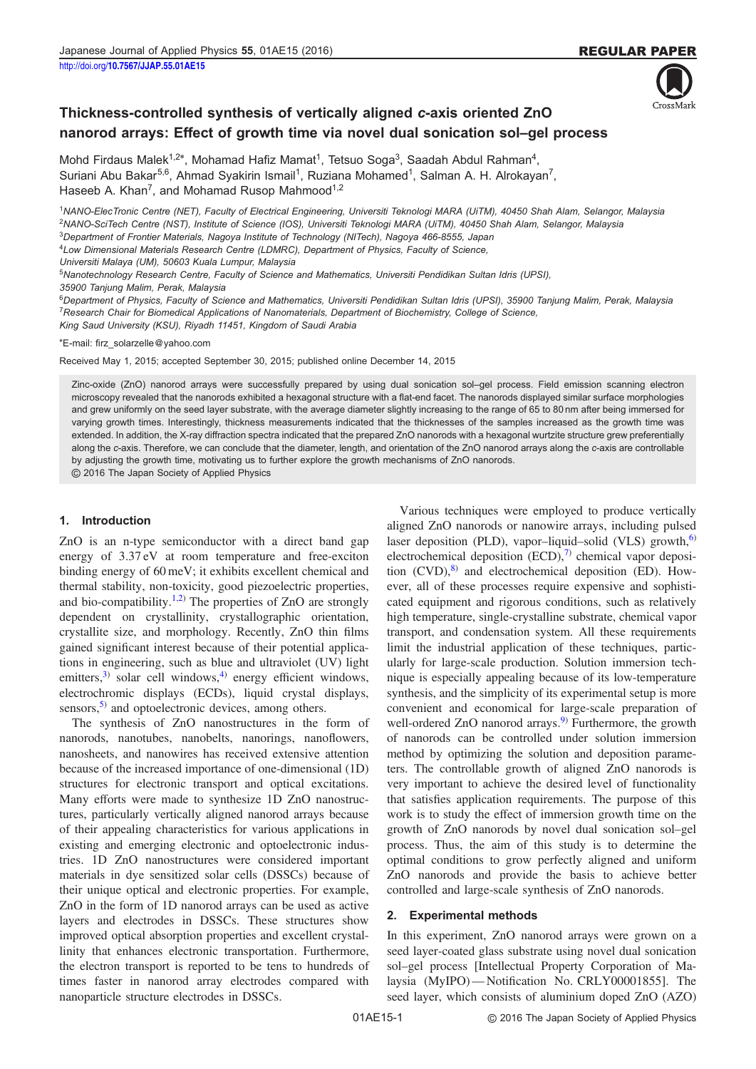# Thickness-controlled synthesis of vertically aligned *c*-axis oriented ZnO nanorod arrays: Effect of growth time via novel dual sonication sol–gel process

Mohd Firdaus Malek[1,2*], Mohamad Hafiz Mamat[1], Tetsuo Soga[3], Saadah Abdul Rahman[4], Suriani Abu Bakar[5,6], Ahmad Syakirin Ismail[1], Ruziana Mohamed[1], Salman A. H. Alrokayan[7], Haseeb A. Khan[7], and Mohamad Rusop Mahmood[1,2]

[1]NANO-ElecTronic Centre (NET), Faculty of Electrical Engineering, Universiti Teknologi MARA (UiTM), 40450 Shah Alam, Selangor, Malaysia
[2]NANO-SciTech Centre (NST), Institute of Science (IOS), Universiti Teknologi MARA (UiTM), 40450 Shah Alam, Selangor, Malaysia
[3]Department of Frontier Materials, Nagoya Institute of Technology (NITech), Nagoya 466-8555, Japan
[4]Low Dimensional Materials Research Centre (LDMRC), Department of Physics, Faculty of Science, Universiti Malaya (UM), 50603 Kuala Lumpur, Malaysia
[5]Nanotechnology Research Centre, Faculty of Science and Mathematics, Universiti Pendidikan Sultan Idris (UPSI), 35900 Tanjung Malim, Perak, Malaysia
[6]Department of Physics, Faculty of Science and Mathematics, Universiti Pendidikan Sultan Idris (UPSI), 35900 Tanjung Malim, Perak, Malaysia
[7]Research Chair for Biomedical Applications of Nanomaterials, Department of Biochemistry, College of Science, King Saud University (KSU), Riyadh 11451, Kingdom of Saudi Arabia

*E-mail: firz_solarzelle@yahoo.com

Received May 1, 2015; accepted September 30, 2015; published online December 14, 2015

Zinc-oxide (ZnO) nanorod arrays were successfully prepared by using dual sonication sol–gel process. Field emission scanning electron microscopy revealed that the nanorods exhibited a hexagonal structure with a flat-end facet. The nanorods displayed similar surface morphologies and grew uniformly on the seed layer substrate, with the average diameter slightly increasing to the range of 65 to 80 nm after being immersed for varying growth times. Interestingly, thickness measurements indicated that the thicknesses of the samples increased as the growth time was extended. In addition, the X-ray diffraction spectra indicated that the prepared ZnO nanorods with a hexagonal wurtzite structure grew preferentially along the *c*-axis. Therefore, we can conclude that the diameter, length, and orientation of the ZnO nanorod arrays along the *c*-axis are controllable by adjusting the growth time, motivating us to further explore the growth mechanisms of ZnO nanorods.
© 2016 The Japan Society of Applied Physics

## 1. Introduction

ZnO is an n-type semiconductor with a direct band gap energy of 3.37 eV at room temperature and free-exciton binding energy of 60 meV; it exhibits excellent chemical and thermal stability, non-toxicity, good piezoelectric properties, and bio-compatibility.[1,2] The properties of ZnO are strongly dependent on crystallinity, crystallographic orientation, crystallite size, and morphology. Recently, ZnO thin films gained significant interest because of their potential applications in engineering, such as blue and ultraviolet (UV) light emitters,[3] solar cell windows,[4] energy efficient windows, electrochromic displays (ECDs), liquid crystal displays, sensors,[5] and optoelectronic devices, among others.

The synthesis of ZnO nanostructures in the form of nanorods, nanotubes, nanobelts, nanorings, nanoflowers, nanosheets, and nanowires has received extensive attention because of the increased importance of one-dimensional (1D) structures for electronic transport and optical excitations. Many efforts were made to synthesize 1D ZnO nanostructures, particularly vertically aligned nanorod arrays because of their appealing characteristics for various applications in existing and emerging electronic and optoelectronic industries. 1D ZnO nanostructures were considered important materials in dye sensitized solar cells (DSSCs) because of their unique optical and electronic properties. For example, ZnO in the form of 1D nanorod arrays can be used as active layers and electrodes in DSSCs. These structures show improved optical absorption properties and excellent crystallinity that enhances electronic transportation. Furthermore, the electron transport is reported to be tens to hundreds of times faster in nanorod array electrodes compared with nanoparticle structure electrodes in DSSCs.

Various techniques were employed to produce vertically aligned ZnO nanorods or nanowire arrays, including pulsed laser deposition (PLD), vapor–liquid–solid (VLS) growth,[6] electrochemical deposition (ECD),[7] chemical vapor deposition (CVD),[8] and electrochemical deposition (ED). However, all of these processes require expensive and sophisticated equipment and rigorous conditions, such as relatively high temperature, single-crystalline substrate, chemical vapor transport, and condensation system. All these requirements limit the industrial application of these techniques, particularly for large-scale production. Solution immersion technique is especially appealing because of its low-temperature synthesis, and the simplicity of its experimental setup is more convenient and economical for large-scale preparation of well-ordered ZnO nanorod arrays.[9] Furthermore, the growth of nanorods can be controlled under solution immersion method by optimizing the solution and deposition parameters. The controllable growth of aligned ZnO nanorods is very important to achieve the desired level of functionality that satisfies application requirements. The purpose of this work is to study the effect of immersion growth time on the growth of ZnO nanorods by novel dual sonication sol–gel process. Thus, the aim of this study is to determine the optimal conditions to grow perfectly aligned and uniform ZnO nanorods and provide the basis to achieve better controlled and large-scale synthesis of ZnO nanorods.

## 2. Experimental methods

In this experiment, ZnO nanorod arrays were grown on a seed layer-coated glass substrate using novel dual sonication sol–gel process [Intellectual Property Corporation of Malaysia (MyIPO) — Notification No. CRLY00001855]. The seed layer, which consists of aluminium doped ZnO (AZO)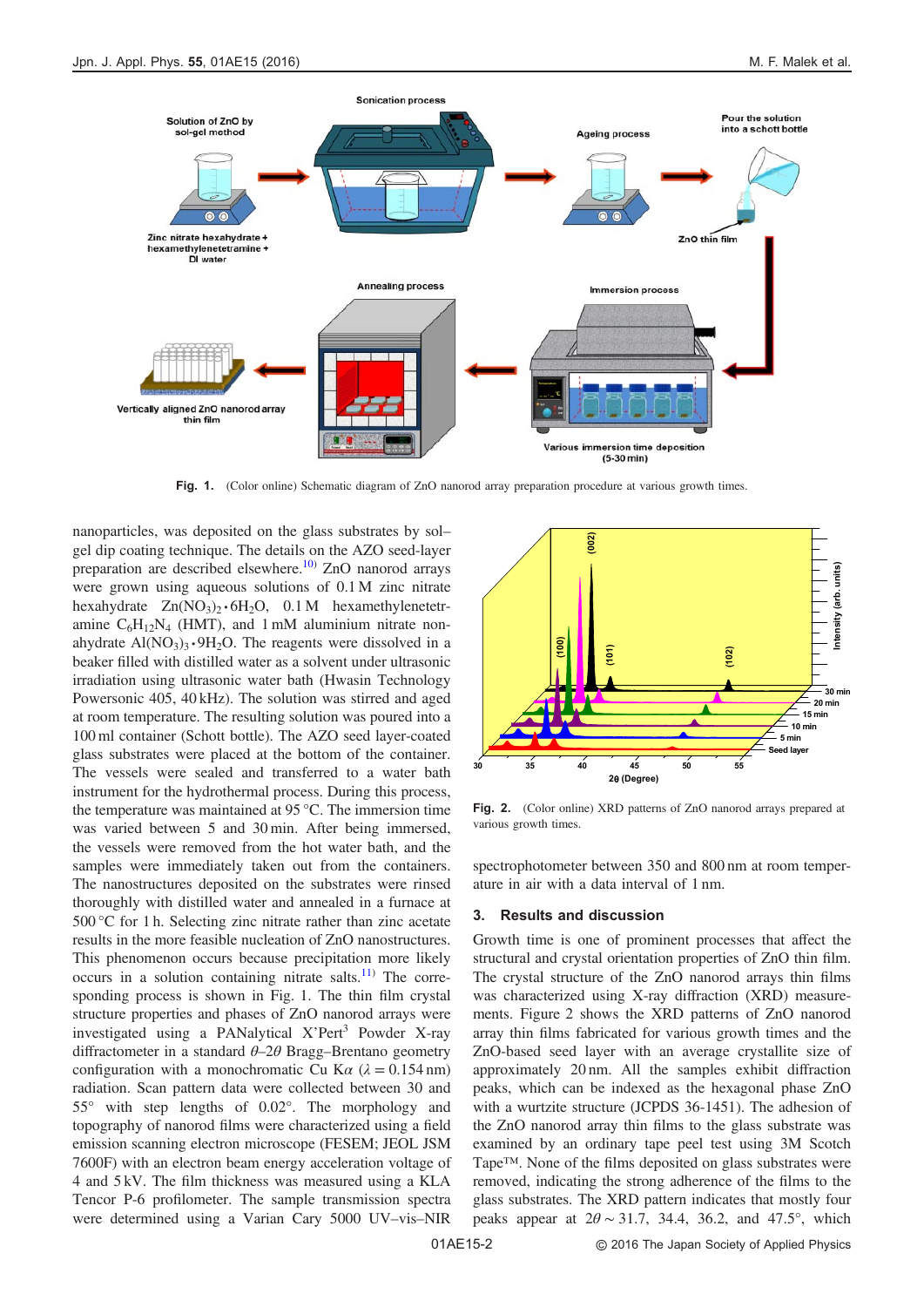Fig. 1. (Color online) Schematic diagram of ZnO nanorod array preparation procedure at various growth times.

nanoparticles, was deposited on the glass substrates by sol–gel dip coating technique. The details on the AZO seed-layer preparation are described elsewhere.[10] ZnO nanorod arrays were grown using aqueous solutions of 0.1 M zinc nitrate hexahydrate $Zn(NO_3)_2 \cdot 6H_2O$, 0.1 M hexamethylenetetramine $C_6H_{12}N_4$ (HMT), and 1 mM aluminium nitrate nonahydrate $Al(NO_3)_3 \cdot 9H_2O$. The reagents were dissolved in a beaker filled with distilled water as a solvent under ultrasonic irradiation using ultrasonic water bath (Hwasin Technology Powersonic 405, 40 kHz). The solution was stirred and aged at room temperature. The resulting solution was poured into a 100 ml container (Schott bottle). The AZO seed layer-coated glass substrates were placed at the bottom of the container. The vessels were sealed and transferred to a water bath instrument for the hydrothermal process. During this process, the temperature was maintained at 95 °C. The immersion time was varied between 5 and 30 min. After being immersed, the vessels were removed from the hot water bath, and the samples were immediately taken out from the containers. The nanostructures deposited on the substrates were rinsed thoroughly with distilled water and annealed in a furnace at 500 °C for 1 h. Selecting zinc nitrate rather than zinc acetate results in the more feasible nucleation of ZnO nanostructures. This phenomenon occurs because precipitation more likely occurs in a solution containing nitrate salts.[11] The corresponding process is shown in Fig. 1. The thin film crystal structure properties and phases of ZnO nanorod arrays were investigated using a PANalytical X'Pert³ Powder X-ray diffractometer in a standard $\theta$–$2\theta$ Bragg–Brentano geometry configuration with a monochromatic Cu K$\alpha$ ($\lambda = 0.154$ nm) radiation. Scan pattern data were collected between 30 and 55° with step lengths of 0.02°. The morphology and topography of nanorod films were characterized using a field emission scanning electron microscope (FESEM; JEOL JSM 7600F) with an electron beam energy acceleration voltage of 4 and 5 kV. The film thickness was measured using a KLA Tencor P-6 profilometer. The sample transmission spectra were determined using a Varian Cary 5000 UV–vis–NIR spectrophotometer between 350 and 800 nm at room temperature in air with a data interval of 1 nm.

Fig. 2. (Color online) XRD patterns of ZnO nanorod arrays prepared at various growth times.

## 3. Results and discussion

Growth time is one of prominent processes that affect the structural and crystal orientation properties of ZnO thin film. The crystal structure of the ZnO nanorod arrays thin films was characterized using X-ray diffraction (XRD) measurements. Figure 2 shows the XRD patterns of ZnO nanorod array thin films fabricated for various growth times and the ZnO-based seed layer with an average crystallite size of approximately 20 nm. All the samples exhibit diffraction peaks, which can be indexed as the hexagonal phase ZnO with a wurtzite structure (JCPDS 36-1451). The adhesion of the ZnO nanorod array thin films to the glass substrate was examined by an ordinary tape peel test using 3M Scotch Tape™. None of the films deposited on glass substrates were removed, indicating the strong adherence of the films to the glass substrates. The XRD pattern indicates that mostly four peaks appear at $2\theta \sim 31.7$, 34.4, 36.2, and 47.5°, which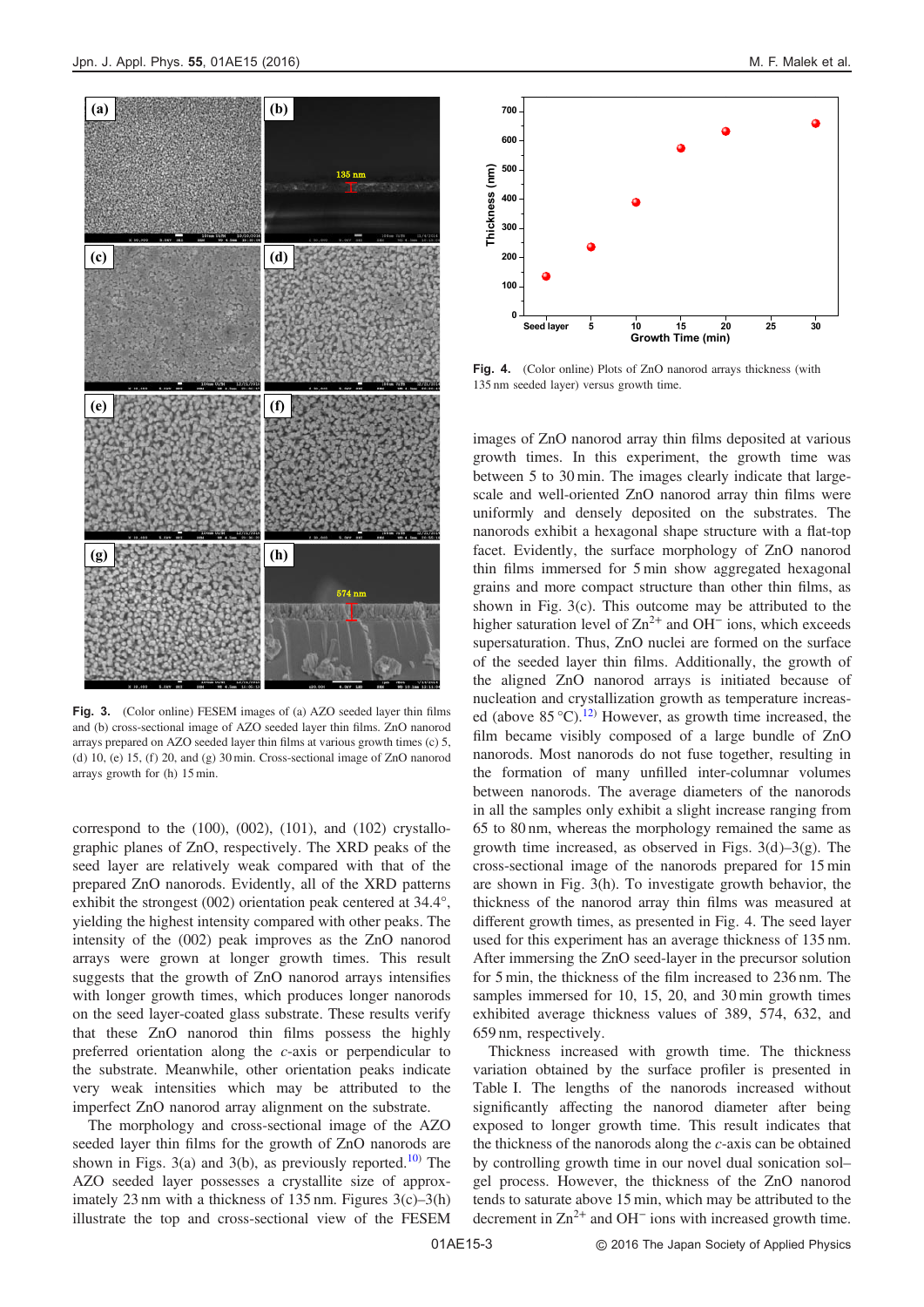Fig. 3. (Color online) FESEM images of (a) AZO seeded layer thin films and (b) cross-sectional image of AZO seeded layer thin films. ZnO nanorod arrays prepared on AZO seeded layer thin films at various growth times (c) 5, (d) 10, (e) 15, (f) 20, and (g) 30 min. Cross-sectional image of ZnO nanorod arrays growth for (h) 15 min.

correspond to the (100), (002), (101), and (102) crystallographic planes of ZnO, respectively. The XRD peaks of the seed layer are relatively weak compared with that of the prepared ZnO nanorods. Evidently, all of the XRD patterns exhibit the strongest (002) orientation peak centered at 34.4°, yielding the highest intensity compared with other peaks. The intensity of the (002) peak improves as the ZnO nanorod arrays were grown at longer growth times. This result suggests that the growth of ZnO nanorod arrays intensifies with longer growth times, which produces longer nanorods on the seed layer-coated glass substrate. These results verify that these ZnO nanorod thin films possess the highly preferred orientation along the *c*-axis or perpendicular to the substrate. Meanwhile, other orientation peaks indicate very weak intensities which may be attributed to the imperfect ZnO nanorod array alignment on the substrate.

The morphology and cross-sectional image of the AZO seeded layer thin films for the growth of ZnO nanorods are shown in Figs. 3(a) and 3(b), as previously reported.[10] The AZO seeded layer possesses a crystallite size of approximately 23 nm with a thickness of 135 nm. Figures 3(c)–3(h) illustrate the top and cross-sectional view of the FESEM images of ZnO nanorod array thin films deposited at various growth times. In this experiment, the growth time was between 5 to 30 min. The images clearly indicate that large-scale and well-oriented ZnO nanorod array thin films were uniformly and densely deposited on the substrates. The nanorods exhibit a hexagonal shape structure with a flat-top facet. Evidently, the surface morphology of ZnO nanorod thin films immersed for 5 min show aggregated hexagonal grains and more compact structure than other thin films, as shown in Fig. 3(c). This outcome may be attributed to the higher saturation level of $Zn^{2+}$ and $OH^{-}$ ions, which exceeds supersaturation. Thus, ZnO nuclei are formed on the surface of the seeded layer thin films. Additionally, the growth of the aligned ZnO nanorod arrays is initiated because of nucleation and crystallization growth as temperature increased (above 85 °C).[12] However, as growth time increased, the film became visibly composed of a large bundle of ZnO nanorods. Most nanorods do not fuse together, resulting in the formation of many unfilled inter-columnar volumes between nanorods. The average diameters of the nanorods in all the samples only exhibit a slight increase ranging from 65 to 80 nm, whereas the morphology remained the same as growth time increased, as observed in Figs. 3(d)–3(g). The cross-sectional image of the nanorods prepared for 15 min are shown in Fig. 3(h). To investigate growth behavior, the thickness of the nanorod array thin films was measured at different growth times, as presented in Fig. 4. The seed layer used for this experiment has an average thickness of 135 nm. After immersing the ZnO seed-layer in the precursor solution for 5 min, the thickness of the film increased to 236 nm. The samples immersed for 10, 15, 20, and 30 min growth times exhibited average thickness values of 389, 574, 632, and 659 nm, respectively.

Fig. 4. (Color online) Plots of ZnO nanorod arrays thickness (with 135 nm seeded layer) versus growth time.

Thickness increased with growth time. The thickness variation obtained by the surface profiler is presented in Table I. The lengths of the nanorods increased without significantly affecting the nanorod diameter after being exposed to longer growth time. This result indicates that the thickness of the nanorods along the *c*-axis can be obtained by controlling growth time in our novel dual sonication sol–gel process. However, the thickness of the ZnO nanorod tends to saturate above 15 min, which may be attributed to the decrement in $Zn^{2+}$ and $OH^{-}$ ions with increased growth time.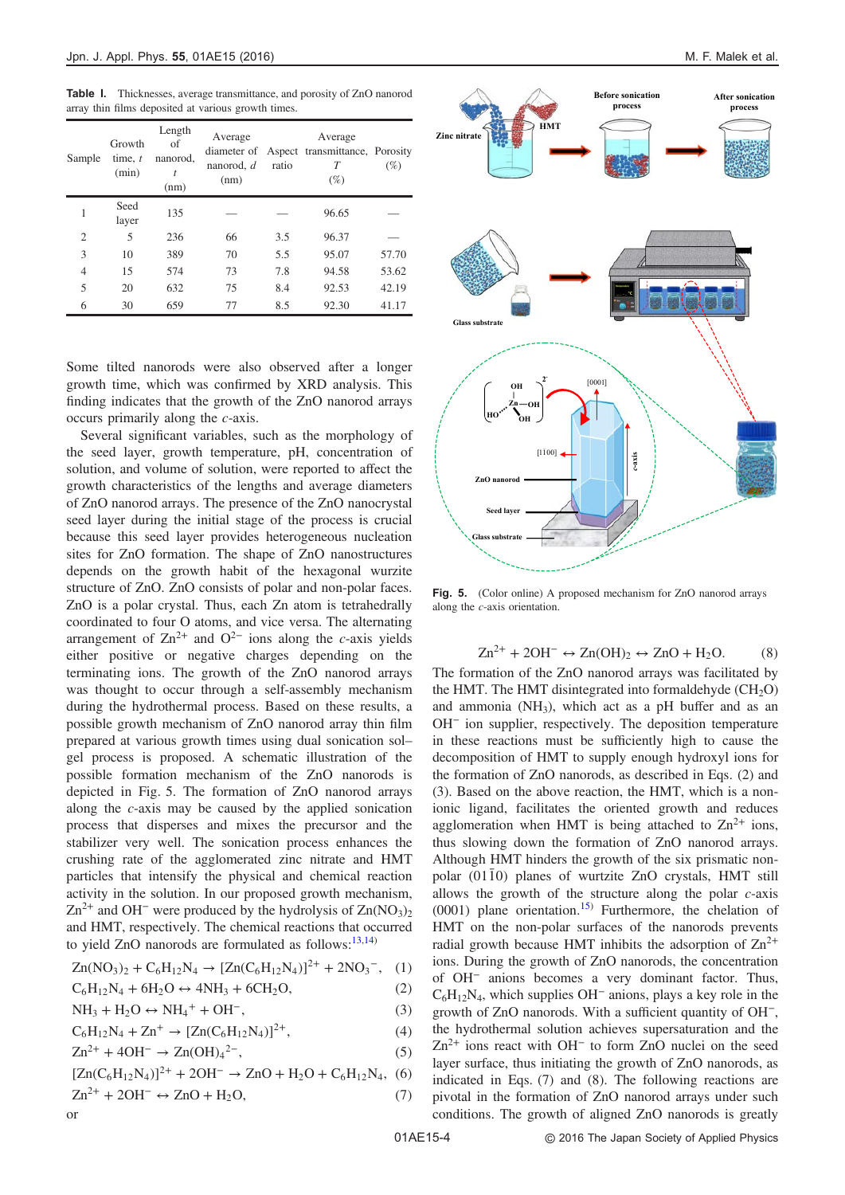**Table I.** Thicknesses, average transmittance, and porosity of ZnO nanorod array thin films deposited at various growth times.

| Sample | Growth time, $t$ (min) | Length of nanorod, $t$ (nm) | Average diameter of nanorod, $d$ (nm) | Aspect ratio | Average transmittance, $T$ (%) | Porosity (%) |
|---|---|---|---|---|---|---|
| 1 | Seed layer | 135 | — | — | 96.65 | — |
| 2 | 5 | 236 | 66 | 3.5 | 96.37 | — |
| 3 | 10 | 389 | 70 | 5.5 | 95.07 | 57.70 |
| 4 | 15 | 574 | 73 | 7.8 | 94.58 | 53.62 |
| 5 | 20 | 632 | 75 | 8.4 | 92.53 | 42.19 |
| 6 | 30 | 659 | 77 | 8.5 | 92.30 | 41.17 |

Some tilted nanorods were also observed after a longer growth time, which was confirmed by XRD analysis. This finding indicates that the growth of the ZnO nanorod arrays occurs primarily along the *c*-axis.

Several significant variables, such as the morphology of the seed layer, growth temperature, pH, concentration of solution, and volume of solution, were reported to affect the growth characteristics of the lengths and average diameters of ZnO nanorod arrays. The presence of the ZnO nanocrystal seed layer during the initial stage of the process is crucial because this seed layer provides heterogeneous nucleation sites for ZnO formation. The shape of ZnO nanostructures depends on the growth habit of the hexagonal wurzite structure of ZnO. ZnO consists of polar and non-polar faces. ZnO is a polar crystal. Thus, each Zn atom is tetrahedrally coordinated to four O atoms, and vice versa. The alternating arrangement of $Zn^{2+}$ and $O^{2-}$ ions along the *c*-axis yields either positive or negative charges depending on the terminating ions. The growth of the ZnO nanorod arrays was thought to occur through a self-assembly mechanism during the hydrothermal process. Based on these results, a possible growth mechanism of ZnO nanorod array thin film prepared at various growth times using dual sonication sol–gel process is proposed. A schematic illustration of the possible formation mechanism of the ZnO nanorods is depicted in Fig. 5. The formation of ZnO nanorod arrays along the *c*-axis may be caused by the applied sonication process that disperses and mixes the precursor and the stabilizer very well. The sonication process enhances the crushing rate of the agglomerated zinc nitrate and HMT particles that intensify the physical and chemical reaction activity in the solution. In our proposed growth mechanism, $Zn^{2+}$ and $OH^-$ were produced by the hydrolysis of $Zn(NO_3)_2$ and HMT, respectively. The chemical reactions that occurred to yield ZnO nanorods are formulated as follows:[13,14)]

$$Zn(NO_3)_2 + C_6H_{12}N_4 \rightarrow [Zn(C_6H_{12}N_4)]^{2+} + 2NO_3^-, \quad (1)$$

$$C_6H_{12}N_4 + 6H_2O \leftrightarrow 4NH_3 + 6CH_2O, \quad (2)$$

$$NH_3 + H_2O \leftrightarrow NH_4^+ + OH^-, \quad (3)$$

$$C_6H_{12}N_4 + Zn^+ \rightarrow [Zn(C_6H_{12}N_4)]^{2+}, \quad (4)$$

$$Zn^{2+} + 4OH^- \rightarrow Zn(OH)_4{}^{2-}, \quad (5)$$

$$[Zn(C_6H_{12}N_4)]^{2+} + 2OH^- \rightarrow ZnO + H_2O + C_6H_{12}N_4, \quad (6)$$

$$Zn^{2+} + 2OH^- \leftrightarrow ZnO + H_2O, \quad (7)$$

or

$$Zn^{2+} + 2OH^- \leftrightarrow Zn(OH)_2 \leftrightarrow ZnO + H_2O. \quad (8)$$

**Fig. 5.** (Color online) A proposed mechanism for ZnO nanorod arrays along the *c*-axis orientation.

The formation of the ZnO nanorod arrays was facilitated by the HMT. The HMT disintegrated into formaldehyde ($CH_2O$) and ammonia ($NH_3$), which act as a pH buffer and as an $OH^-$ ion supplier, respectively. The deposition temperature in these reactions must be sufficiently high to cause the decomposition of HMT to supply enough hydroxyl ions for the formation of ZnO nanorods, as described in Eqs. (2) and (3). Based on the above reaction, the HMT, which is a non-ionic ligand, facilitates the oriented growth and reduces agglomeration when HMT is being attached to $Zn^{2+}$ ions, thus slowing down the formation of ZnO nanorod arrays. Although HMT hinders the growth of the six prismatic non-polar $(01\bar{1}0)$ planes of wurtzite ZnO crystals, HMT still allows the growth of the structure along the polar *c*-axis (0001) plane orientation.[15)] Furthermore, the chelation of HMT on the non-polar surfaces of the nanorods prevents radial growth because HMT inhibits the adsorption of $Zn^{2+}$ ions. During the growth of ZnO nanorods, the concentration of $OH^-$ anions becomes a very dominant factor. Thus, $C_6H_{12}N_4$, which supplies $OH^-$ anions, plays a key role in the growth of ZnO nanorods. With a sufficient quantity of $OH^-$, the hydrothermal solution achieves supersaturation and the $Zn^{2+}$ ions react with $OH^-$ to form ZnO nuclei on the seed layer surface, thus initiating the growth of ZnO nanorods, as indicated in Eqs. (7) and (8). The following reactions are pivotal in the formation of ZnO nanorod arrays under such conditions. The growth of aligned ZnO nanorods is greatly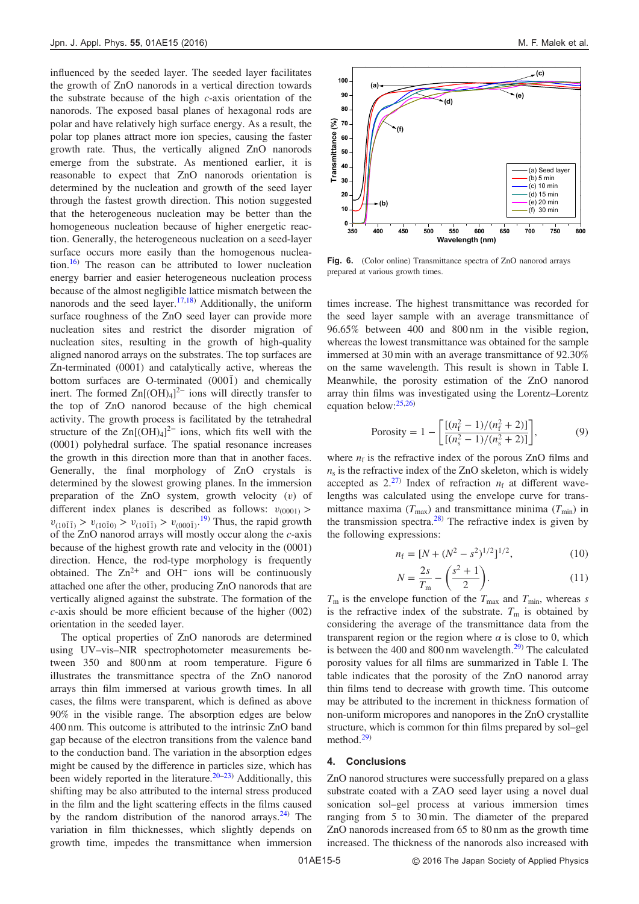influenced by the seeded layer. The seeded layer facilitates the growth of ZnO nanorods in a vertical direction towards the substrate because of the high *c*-axis orientation of the nanorods. The exposed basal planes of hexagonal rods are polar and have relatively high surface energy. As a result, the polar top planes attract more ion species, causing the faster growth rate. Thus, the vertically aligned ZnO nanorods emerge from the substrate. As mentioned earlier, it is reasonable to expect that ZnO nanorods orientation is determined by the nucleation and growth of the seed layer through the fastest growth direction. This notion suggested that the heterogeneous nucleation may be better than the homogeneous nucleation because of higher energetic reaction. Generally, the heterogeneous nucleation on a seed-layer surface occurs more easily than the homogenous nucleation.[16] The reason can be attributed to lower nucleation energy barrier and easier heterogeneous nucleation process because of the almost negligible lattice mismatch between the nanorods and the seed layer.[17,18] Additionally, the uniform surface roughness of the ZnO seed layer can provide more nucleation sites and restrict the disorder migration of nucleation sites, resulting in the growth of high-quality aligned nanorod arrays on the substrates. The top surfaces are Zn-terminated (0001) and catalytically active, whereas the bottom surfaces are O-terminated $(000\bar{1})$ and chemically inert. The formed $Zn[(OH)_4]^{2-}$ ions will directly transfer to the top of ZnO nanorod because of the high chemical activity. The growth process is facilitated by the tetrahedral structure of the $Zn[(OH)_4]^{2-}$ ions, which fits well with the (0001) polyhedral surface. The spatial resonance increases the growth in this direction more than that in another faces. Generally, the final morphology of ZnO crystals is determined by the slowest growing planes. In the immersion preparation of the ZnO system, growth velocity ($v$) of different index planes is described as follows: $v_{(0001)} > v_{(10\bar{1}\bar{1})} > v_{(10\bar{1}0)} > v_{(10\bar{1}1)} > v_{(000\bar{1})}$.[19] Thus, the rapid growth of the ZnO nanorod arrays will mostly occur along the *c*-axis because of the highest growth rate and velocity in the (0001) direction. Hence, the rod-type morphology is frequently obtained. The $Zn^{2+}$ and $OH^-$ ions will be continuously attached one after the other, producing ZnO nanorods that are vertically aligned against the substrate. The formation of the *c*-axis should be more efficient because of the higher (002) orientation in the seeded layer.

The optical properties of ZnO nanorods are determined using UV–vis–NIR spectrophotometer measurements between 350 and 800 nm at room temperature. Figure 6 illustrates the transmittance spectra of the ZnO nanorod arrays thin film immersed at various growth times. In all cases, the films were transparent, which is defined as above 90% in the visible range. The absorption edges are below 400 nm. This outcome is attributed to the intrinsic ZnO band gap because of the electron transitions from the valence band to the conduction band. The variation in the absorption edges might be caused by the difference in particles size, which has been widely reported in the literature.[20–23] Additionally, this shifting may be also attributed to the internal stress produced in the film and the light scattering effects in the films caused by the random distribution of the nanorod arrays.[24] The variation in film thicknesses, which slightly depends on growth time, impedes the transmittance when immersion

**Fig. 6.** (Color online) Transmittance spectra of ZnO nanorod arrays prepared at various growth times.

times increase. The highest transmittance was recorded for the seed layer sample with an average transmittance of 96.65% between 400 and 800 nm in the visible region, whereas the lowest transmittance was obtained for the sample immersed at 30 min with an average transmittance of 92.30% on the same wavelength. This result is shown in Table I. Meanwhile, the porosity estimation of the ZnO nanorod array thin films was investigated using the Lorentz–Lorentz equation below:[25,26]

$$\text{Porosity} = 1 - \left[\frac{[(n_f^2 - 1)/(n_f^2 + 2)]}{[(n_s^2 - 1)/(n_s^2 + 2)]}\right], \tag{9}$$

where $n_f$ is the refractive index of the porous ZnO films and $n_s$ is the refractive index of the ZnO skeleton, which is widely accepted as 2.[27] Index of refraction $n_f$ at different wavelengths was calculated using the envelope curve for transmittance maxima ($T_{max}$) and transmittance minima ($T_{min}$) in the transmission spectra.[28] The refractive index is given by the following expressions:

$$n_f = [N + (N^2 - s^2)^{1/2}]^{1/2}, \tag{10}$$

$$N = \frac{2s}{T_m} - \left(\frac{s^2 + 1}{2}\right). \tag{11}$$

$T_m$ is the envelope function of the $T_{max}$ and $T_{min}$, whereas $s$ is the refractive index of the substrate. $T_m$ is obtained by considering the average of the transmittance data from the transparent region or the region where $\alpha$ is close to 0, which is between the 400 and 800 nm wavelength.[29] The calculated porosity values for all films are summarized in Table I. The table indicates that the porosity of the ZnO nanorod array thin films tend to decrease with growth time. This outcome may be attributed to the increment in thickness formation of non-uniform micropores and nanopores in the ZnO crystallite structure, which is common for thin films prepared by sol–gel method.[29]

## 4. Conclusions

ZnO nanorod structures were successfully prepared on a glass substrate coated with a ZAO seed layer using a novel dual sonication sol–gel process at various immersion times ranging from 5 to 30 min. The diameter of the prepared ZnO nanorods increased from 65 to 80 nm as the growth time increased. The thickness of the nanorods also increased with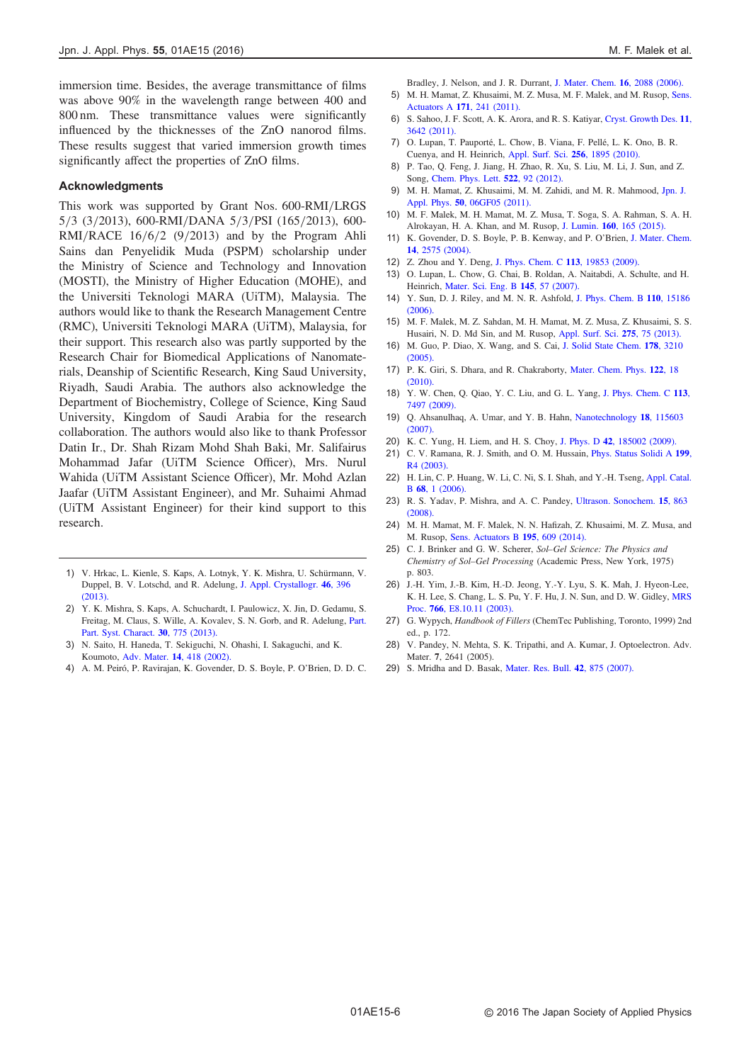immersion time. Besides, the average transmittance of films was above 90% in the wavelength range between 400 and 800 nm. These transmittance values were significantly influenced by the thicknesses of the ZnO nanorod films. These results suggest that varied immersion growth times significantly affect the properties of ZnO films.

## Acknowledgments

This work was supported by Grant Nos. 600-RMI/LRGS 5/3 (3/2013), 600-RMI/DANA 5/3/PSI (165/2013), 600-RMI/RACE 16/6/2 (9/2013) and by the Program Ahli Sains dan Penyelidik Muda (PSPM) scholarship under the Ministry of Science and Technology and Innovation (MOSTI), the Ministry of Higher Education (MOHE), and the Universiti Teknologi MARA (UiTM), Malaysia. The authors would like to thank the Research Management Centre (RMC), Universiti Teknologi MARA (UiTM), Malaysia, for their support. This research also was partly supported by the Research Chair for Biomedical Applications of Nanomaterials, Deanship of Scientific Research, King Saud University, Riyadh, Saudi Arabia. The authors also acknowledge the Department of Biochemistry, College of Science, King Saud University, Kingdom of Saudi Arabia for the research collaboration. The authors would also like to thank Professor Datin Ir., Dr. Shah Rizam Mohd Shah Baki, Mr. Salifairus Mohammad Jafar (UiTM Science Officer), Mrs. Nurul Wahida (UiTM Assistant Science Officer), Mr. Mohd Azlan Jaafar (UiTM Assistant Engineer), and Mr. Suhaimi Ahmad (UiTM Assistant Engineer) for their kind support to this research.

1) V. Hrkac, L. Kienle, S. Kaps, A. Lotnyk, Y. K. Mishra, U. Schürmann, V. Duppel, B. V. Lotschd, and R. Adelung, J. Appl. Crystallogr. **46**, 396 (2013).
2) Y. K. Mishra, S. Kaps, A. Schuchardt, I. Paulowicz, X. Jin, D. Gedamu, S. Freitag, M. Claus, S. Wille, A. Kovalev, S. N. Gorb, and R. Adelung, Part. Part. Syst. Charact. **30**, 775 (2013).
3) N. Saito, H. Haneda, T. Sekiguchi, N. Ohashi, I. Sakaguchi, and K. Koumoto, Adv. Mater. **14**, 418 (2002).
4) A. M. Peiró, P. Ravirajan, K. Govender, D. S. Boyle, P. O'Brien, D. D. C. Bradley, J. Nelson, and J. R. Durrant, J. Mater. Chem. **16**, 2088 (2006).
5) M. H. Mamat, Z. Khusaimi, M. Z. Musa, M. F. Malek, and M. Rusop, Sens. Actuators A **171**, 241 (2011).
6) S. Sahoo, J. F. Scott, A. K. Arora, and R. S. Katiyar, Cryst. Growth Des. **11**, 3642 (2011).
7) O. Lupan, T. Pauporté, L. Chow, B. Viana, F. Pellé, L. K. Ono, B. R. Cuenya, and H. Heinrich, Appl. Surf. Sci. **256**, 1895 (2010).
8) P. Tao, Q. Feng, J. Jiang, H. Zhao, R. Xu, S. Liu, M. Li, J. Sun, and Z. Song, Chem. Phys. Lett. **522**, 92 (2012).
9) M. H. Mamat, Z. Khusaimi, M. M. Zahidi, and M. R. Mahmood, Jpn. J. Appl. Phys. **50**, 06GF05 (2011).
10) M. F. Malek, M. H. Mamat, M. Z. Musa, T. Soga, S. A. Rahman, S. A. H. Alrokayan, H. A. Khan, and M. Rusop, J. Lumin. **160**, 165 (2015).
11) K. Govender, D. S. Boyle, P. B. Kenway, and P. O'Brien, J. Mater. Chem. **14**, 2575 (2004).
12) Z. Zhou and Y. Deng, J. Phys. Chem. C **113**, 19853 (2009).
13) O. Lupan, L. Chow, G. Chai, B. Roldan, A. Naitabdi, A. Schulte, and H. Heinrich, Mater. Sci. Eng. B **145**, 57 (2007).
14) Y. Sun, D. J. Riley, and M. N. R. Ashfold, J. Phys. Chem. B **110**, 15186 (2006).
15) M. F. Malek, M. Z. Sahdan, M. H. Mamat, M. Z. Musa, Z. Khusaimi, S. S. Husairi, N. D. Md Sin, and M. Rusop, Appl. Surf. Sci. **275**, 75 (2013).
16) M. Guo, P. Diao, X. Wang, and S. Cai, J. Solid State Chem. **178**, 3210 (2005).
17) P. K. Giri, S. Dhara, and R. Chakraborty, Mater. Chem. Phys. **122**, 18 (2010).
18) Y. W. Chen, Q. Qiao, Y. C. Liu, and G. L. Yang, J. Phys. Chem. C **113**, 7497 (2009).
19) Q. Ahsanulhaq, A. Umar, and Y. B. Hahn, Nanotechnology **18**, 115603 (2007).
20) K. C. Yung, H. Liem, and H. S. Choy, J. Phys. D **42**, 185002 (2009).
21) C. V. Ramana, R. J. Smith, and O. M. Hussain, Phys. Status Solidi A **199**, R4 (2003).
22) H. Lin, C. P. Huang, W. Li, C. Ni, S. I. Shah, and Y.-H. Tseng, Appl. Catal. B **68**, 1 (2006).
23) R. S. Yadav, P. Mishra, and A. C. Pandey, Ultrason. Sonochem. **15**, 863 (2008).
24) M. H. Mamat, M. F. Malek, N. N. Hafizah, Z. Khusaimi, M. Z. Musa, and M. Rusop, Sens. Actuators B **195**, 609 (2014).
25) C. J. Brinker and G. W. Scherer, *Sol–Gel Science: The Physics and Chemistry of Sol–Gel Processing* (Academic Press, New York, 1975) p. 803.
26) J.-H. Yim, J.-B. Kim, H.-D. Jeong, Y.-Y. Lyu, S. K. Mah, J. Hyeon-Lee, K. H. Lee, S. Chang, L. S. Pu, Y. F. Hu, J. N. Sun, and D. W. Gidley, MRS Proc. **766**, E8.10.11 (2003).
27) G. Wypych, *Handbook of Fillers* (ChemTec Publishing, Toronto, 1999) 2nd ed., p. 172.
28) V. Pandey, N. Mehta, S. K. Tripathi, and A. Kumar, J. Optoelectron. Adv. Mater. **7**, 2641 (2005).
29) S. Mridha and D. Basak, Mater. Res. Bull. **42**, 875 (2007).